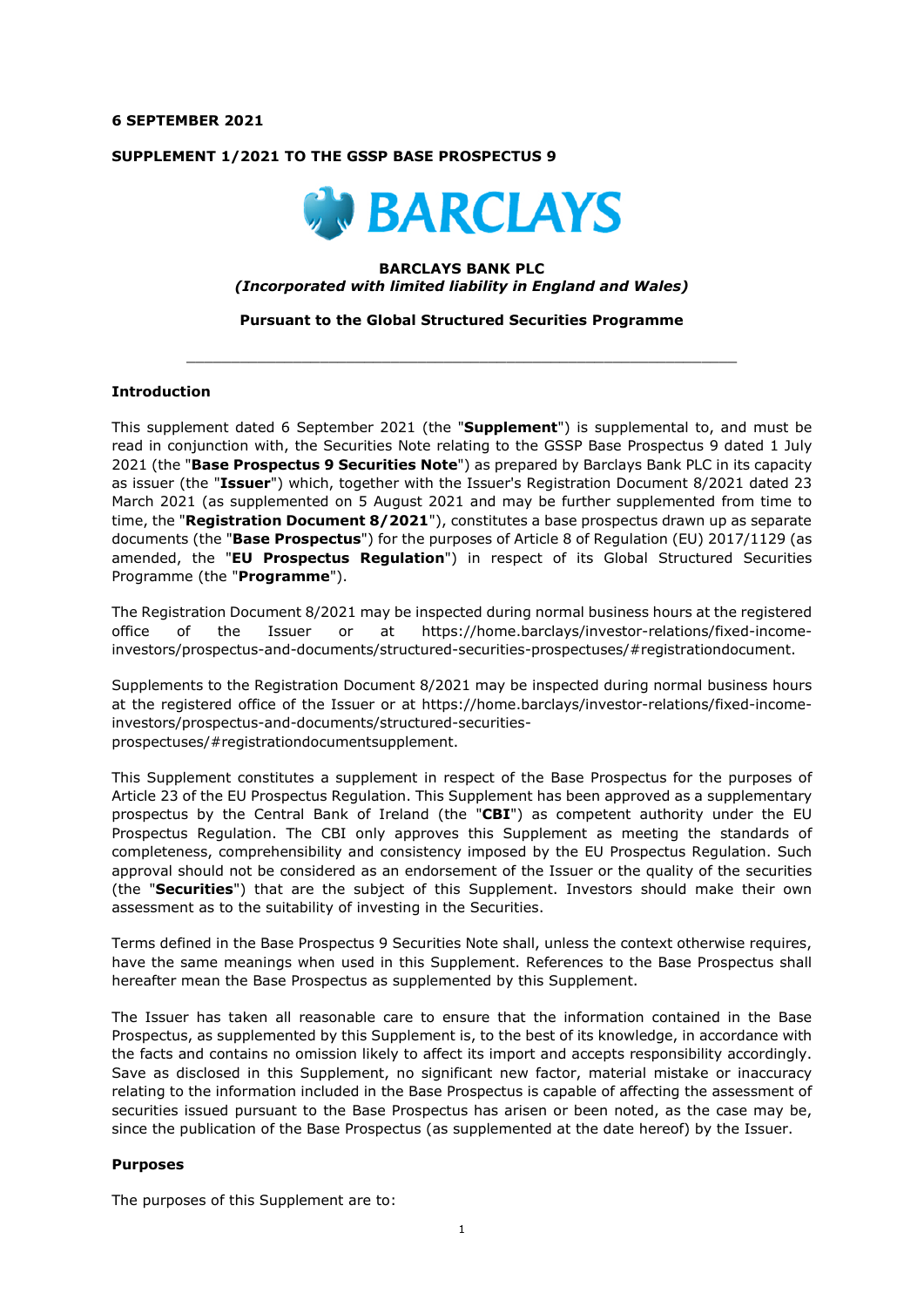**6 SEPTEMBER 2021**

**SUPPLEMENT 1/2021 TO THE GSSP BASE PROSPECTUS 9**

**BARCLAYS**

**BARCLAYS BANK PLC**
***(Incorporated with limited liability in England and Wales)***

**Pursuant to the Global Structured Securities Programme**

---

**Introduction**

This supplement dated 6 September 2021 (the "**Supplement**") is supplemental to, and must be read in conjunction with, the Securities Note relating to the GSSP Base Prospectus 9 dated 1 July 2021 (the "**Base Prospectus 9 Securities Note**") as prepared by Barclays Bank PLC in its capacity as issuer (the "**Issuer**") which, together with the Issuer's Registration Document 8/2021 dated 23 March 2021 (as supplemented on 5 August 2021 and may be further supplemented from time to time, the "**Registration Document 8/2021**"), constitutes a base prospectus drawn up as separate documents (the "**Base Prospectus**") for the purposes of Article 8 of Regulation (EU) 2017/1129 (as amended, the "**EU Prospectus Regulation**") in respect of its Global Structured Securities Programme (the "**Programme**").

The Registration Document 8/2021 may be inspected during normal business hours at the registered office of the Issuer or at https://home.barclays/investor-relations/fixed-income-investors/prospectus-and-documents/structured-securities-prospectuses/#registrationdocument.

Supplements to the Registration Document 8/2021 may be inspected during normal business hours at the registered office of the Issuer or at https://home.barclays/investor-relations/fixed-income-investors/prospectus-and-documents/structured-securities-prospectuses/#registrationdocumentsupplement.

This Supplement constitutes a supplement in respect of the Base Prospectus for the purposes of Article 23 of the EU Prospectus Regulation. This Supplement has been approved as a supplementary prospectus by the Central Bank of Ireland (the "**CBI**") as competent authority under the EU Prospectus Regulation. The CBI only approves this Supplement as meeting the standards of completeness, comprehensibility and consistency imposed by the EU Prospectus Regulation. Such approval should not be considered as an endorsement of the Issuer or the quality of the securities (the "**Securities**") that are the subject of this Supplement. Investors should make their own assessment as to the suitability of investing in the Securities.

Terms defined in the Base Prospectus 9 Securities Note shall, unless the context otherwise requires, have the same meanings when used in this Supplement. References to the Base Prospectus shall hereafter mean the Base Prospectus as supplemented by this Supplement.

The Issuer has taken all reasonable care to ensure that the information contained in the Base Prospectus, as supplemented by this Supplement is, to the best of its knowledge, in accordance with the facts and contains no omission likely to affect its import and accepts responsibility accordingly. Save as disclosed in this Supplement, no significant new factor, material mistake or inaccuracy relating to the information included in the Base Prospectus is capable of affecting the assessment of securities issued pursuant to the Base Prospectus has arisen or been noted, as the case may be, since the publication of the Base Prospectus (as supplemented at the date hereof) by the Issuer.

**Purposes**

The purposes of this Supplement are to: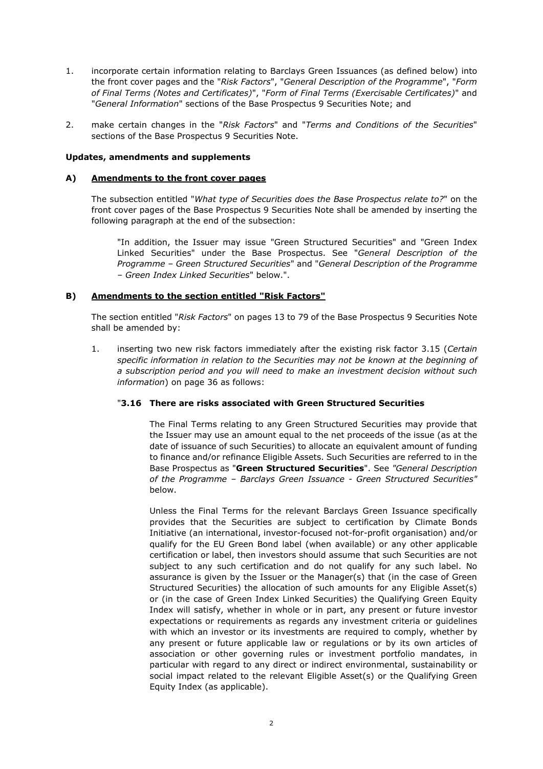1. incorporate certain information relating to Barclays Green Issuances (as defined below) into the front cover pages and the "*Risk Factors*", "*General Description of the Programme*", "*Form of Final Terms (Notes and Certificates)*", "*Form of Final Terms (Exercisable Certificates)*" and "*General Information*" sections of the Base Prospectus 9 Securities Note; and

2. make certain changes in the "*Risk Factors*" and "*Terms and Conditions of the Securities*" sections of the Base Prospectus 9 Securities Note.

**Updates, amendments and supplements**

**A) <u>Amendments to the front cover pages</u>**

The subsection entitled "*What type of Securities does the Base Prospectus relate to?*" on the front cover pages of the Base Prospectus 9 Securities Note shall be amended by inserting the following paragraph at the end of the subsection:

> "In addition, the Issuer may issue "Green Structured Securities" and "Green Index Linked Securities" under the Base Prospectus. See "*General Description of the Programme – Green Structured Securities*" and "*General Description of the Programme – Green Index Linked Securities*" below.".

**B) <u>Amendments to the section entitled "Risk Factors"</u>**

The section entitled "*Risk Factors*" on pages 13 to 79 of the Base Prospectus 9 Securities Note shall be amended by:

1. inserting two new risk factors immediately after the existing risk factor 3.15 (*Certain specific information in relation to the Securities may not be known at the beginning of a subscription period and you will need to make an investment decision without such information*) on page 36 as follows:

"**3.16 There are risks associated with Green Structured Securities**

The Final Terms relating to any Green Structured Securities may provide that the Issuer may use an amount equal to the net proceeds of the issue (as at the date of issuance of such Securities) to allocate an equivalent amount of funding to finance and/or refinance Eligible Assets. Such Securities are referred to in the Base Prospectus as "**Green Structured Securities**". See *"General Description of the Programme – Barclays Green Issuance - Green Structured Securities"* below.

Unless the Final Terms for the relevant Barclays Green Issuance specifically provides that the Securities are subject to certification by Climate Bonds Initiative (an international, investor-focused not-for-profit organisation) and/or qualify for the EU Green Bond label (when available) or any other applicable certification or label, then investors should assume that such Securities are not subject to any such certification and do not qualify for any such label. No assurance is given by the Issuer or the Manager(s) that (in the case of Green Structured Securities) the allocation of such amounts for any Eligible Asset(s) or (in the case of Green Index Linked Securities) the Qualifying Green Equity Index will satisfy, whether in whole or in part, any present or future investor expectations or requirements as regards any investment criteria or guidelines with which an investor or its investments are required to comply, whether by any present or future applicable law or regulations or by its own articles of association or other governing rules or investment portfolio mandates, in particular with regard to any direct or indirect environmental, sustainability or social impact related to the relevant Eligible Asset(s) or the Qualifying Green Equity Index (as applicable).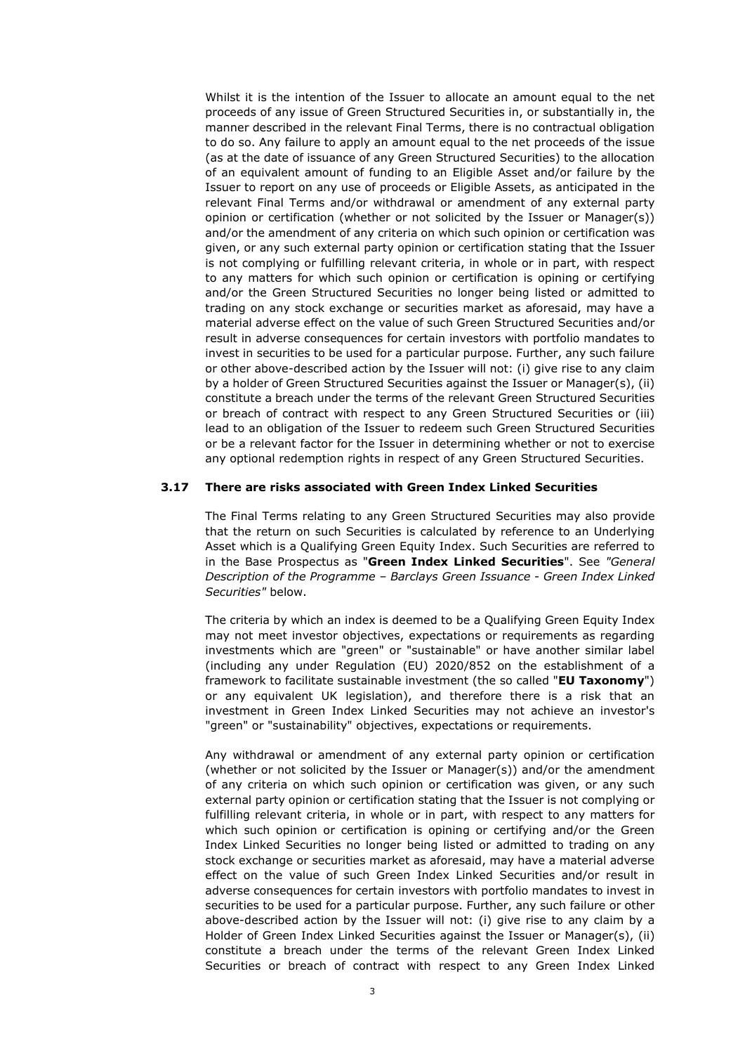Whilst it is the intention of the Issuer to allocate an amount equal to the net proceeds of any issue of Green Structured Securities in, or substantially in, the manner described in the relevant Final Terms, there is no contractual obligation to do so. Any failure to apply an amount equal to the net proceeds of the issue (as at the date of issuance of any Green Structured Securities) to the allocation of an equivalent amount of funding to an Eligible Asset and/or failure by the Issuer to report on any use of proceeds or Eligible Assets, as anticipated in the relevant Final Terms and/or withdrawal or amendment of any external party opinion or certification (whether or not solicited by the Issuer or Manager(s)) and/or the amendment of any criteria on which such opinion or certification was given, or any such external party opinion or certification stating that the Issuer is not complying or fulfilling relevant criteria, in whole or in part, with respect to any matters for which such opinion or certification is opining or certifying and/or the Green Structured Securities no longer being listed or admitted to trading on any stock exchange or securities market as aforesaid, may have a material adverse effect on the value of such Green Structured Securities and/or result in adverse consequences for certain investors with portfolio mandates to invest in securities to be used for a particular purpose. Further, any such failure or other above-described action by the Issuer will not: (i) give rise to any claim by a holder of Green Structured Securities against the Issuer or Manager(s), (ii) constitute a breach under the terms of the relevant Green Structured Securities or breach of contract with respect to any Green Structured Securities or (iii) lead to an obligation of the Issuer to redeem such Green Structured Securities or be a relevant factor for the Issuer in determining whether or not to exercise any optional redemption rights in respect of any Green Structured Securities.

### 3.17 There are risks associated with Green Index Linked Securities

The Final Terms relating to any Green Structured Securities may also provide that the return on such Securities is calculated by reference to an Underlying Asset which is a Qualifying Green Equity Index. Such Securities are referred to in the Base Prospectus as "**Green Index Linked Securities**". See *"General Description of the Programme – Barclays Green Issuance - Green Index Linked Securities"* below.

The criteria by which an index is deemed to be a Qualifying Green Equity Index may not meet investor objectives, expectations or requirements as regarding investments which are "green" or "sustainable" or have another similar label (including any under Regulation (EU) 2020/852 on the establishment of a framework to facilitate sustainable investment (the so called "**EU Taxonomy**") or any equivalent UK legislation), and therefore there is a risk that an investment in Green Index Linked Securities may not achieve an investor's "green" or "sustainability" objectives, expectations or requirements.

Any withdrawal or amendment of any external party opinion or certification (whether or not solicited by the Issuer or Manager(s)) and/or the amendment of any criteria on which such opinion or certification was given, or any such external party opinion or certification stating that the Issuer is not complying or fulfilling relevant criteria, in whole or in part, with respect to any matters for which such opinion or certification is opining or certifying and/or the Green Index Linked Securities no longer being listed or admitted to trading on any stock exchange or securities market as aforesaid, may have a material adverse effect on the value of such Green Index Linked Securities and/or result in adverse consequences for certain investors with portfolio mandates to invest in securities to be used for a particular purpose. Further, any such failure or other above-described action by the Issuer will not: (i) give rise to any claim by a Holder of Green Index Linked Securities against the Issuer or Manager(s), (ii) constitute a breach under the terms of the relevant Green Index Linked Securities or breach of contract with respect to any Green Index Linked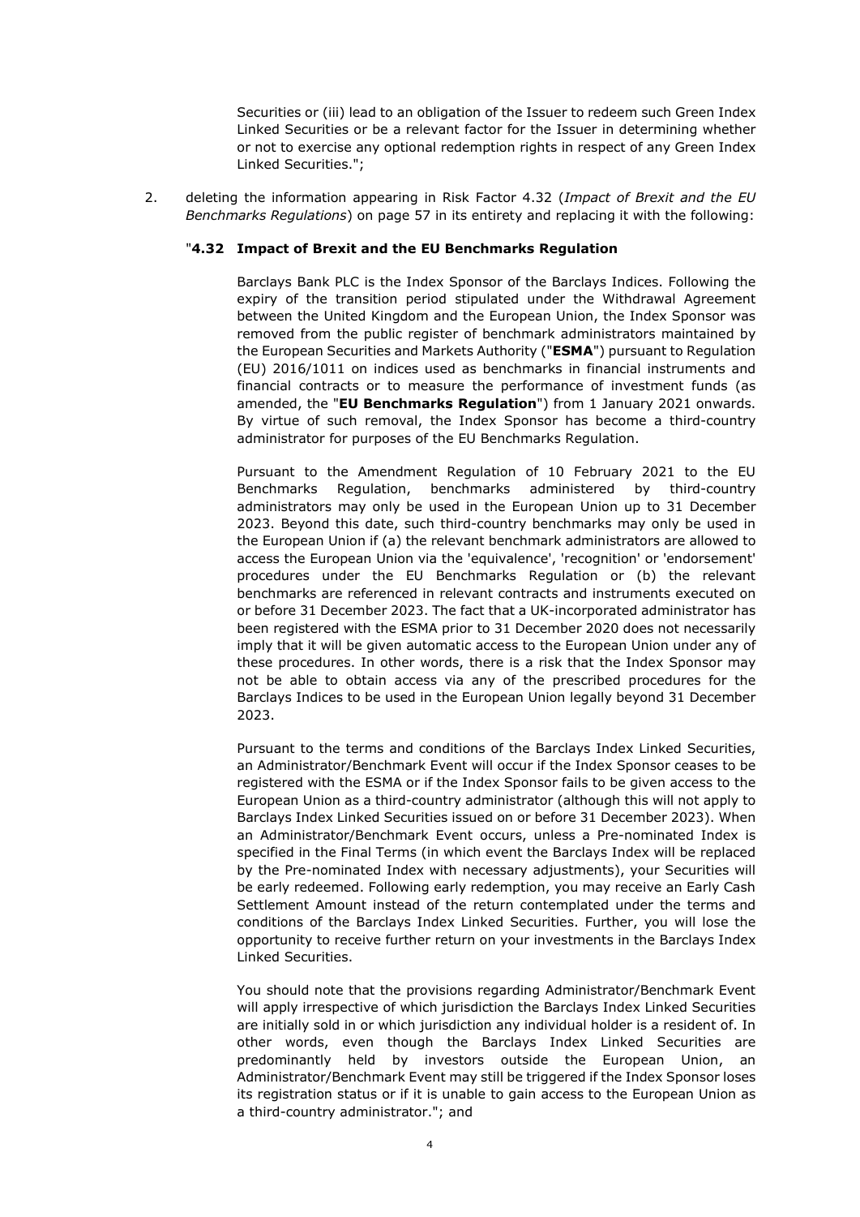Securities or (iii) lead to an obligation of the Issuer to redeem such Green Index Linked Securities or be a relevant factor for the Issuer in determining whether or not to exercise any optional redemption rights in respect of any Green Index Linked Securities.";

2. deleting the information appearing in Risk Factor 4.32 (*Impact of Brexit and the EU Benchmarks Regulations*) on page 57 in its entirety and replacing it with the following:

"**4.32 Impact of Brexit and the EU Benchmarks Regulation**

Barclays Bank PLC is the Index Sponsor of the Barclays Indices. Following the expiry of the transition period stipulated under the Withdrawal Agreement between the United Kingdom and the European Union, the Index Sponsor was removed from the public register of benchmark administrators maintained by the European Securities and Markets Authority ("**ESMA**") pursuant to Regulation (EU) 2016/1011 on indices used as benchmarks in financial instruments and financial contracts or to measure the performance of investment funds (as amended, the "**EU Benchmarks Regulation**") from 1 January 2021 onwards. By virtue of such removal, the Index Sponsor has become a third-country administrator for purposes of the EU Benchmarks Regulation.

Pursuant to the Amendment Regulation of 10 February 2021 to the EU Benchmarks Regulation, benchmarks administered by third-country administrators may only be used in the European Union up to 31 December 2023. Beyond this date, such third-country benchmarks may only be used in the European Union if (a) the relevant benchmark administrators are allowed to access the European Union via the 'equivalence', 'recognition' or 'endorsement' procedures under the EU Benchmarks Regulation or (b) the relevant benchmarks are referenced in relevant contracts and instruments executed on or before 31 December 2023. The fact that a UK-incorporated administrator has been registered with the ESMA prior to 31 December 2020 does not necessarily imply that it will be given automatic access to the European Union under any of these procedures. In other words, there is a risk that the Index Sponsor may not be able to obtain access via any of the prescribed procedures for the Barclays Indices to be used in the European Union legally beyond 31 December 2023.

Pursuant to the terms and conditions of the Barclays Index Linked Securities, an Administrator/Benchmark Event will occur if the Index Sponsor ceases to be registered with the ESMA or if the Index Sponsor fails to be given access to the European Union as a third-country administrator (although this will not apply to Barclays Index Linked Securities issued on or before 31 December 2023). When an Administrator/Benchmark Event occurs, unless a Pre-nominated Index is specified in the Final Terms (in which event the Barclays Index will be replaced by the Pre-nominated Index with necessary adjustments), your Securities will be early redeemed. Following early redemption, you may receive an Early Cash Settlement Amount instead of the return contemplated under the terms and conditions of the Barclays Index Linked Securities. Further, you will lose the opportunity to receive further return on your investments in the Barclays Index Linked Securities.

You should note that the provisions regarding Administrator/Benchmark Event will apply irrespective of which jurisdiction the Barclays Index Linked Securities are initially sold in or which jurisdiction any individual holder is a resident of. In other words, even though the Barclays Index Linked Securities are predominantly held by investors outside the European Union, an Administrator/Benchmark Event may still be triggered if the Index Sponsor loses its registration status or if it is unable to gain access to the European Union as a third-country administrator."; and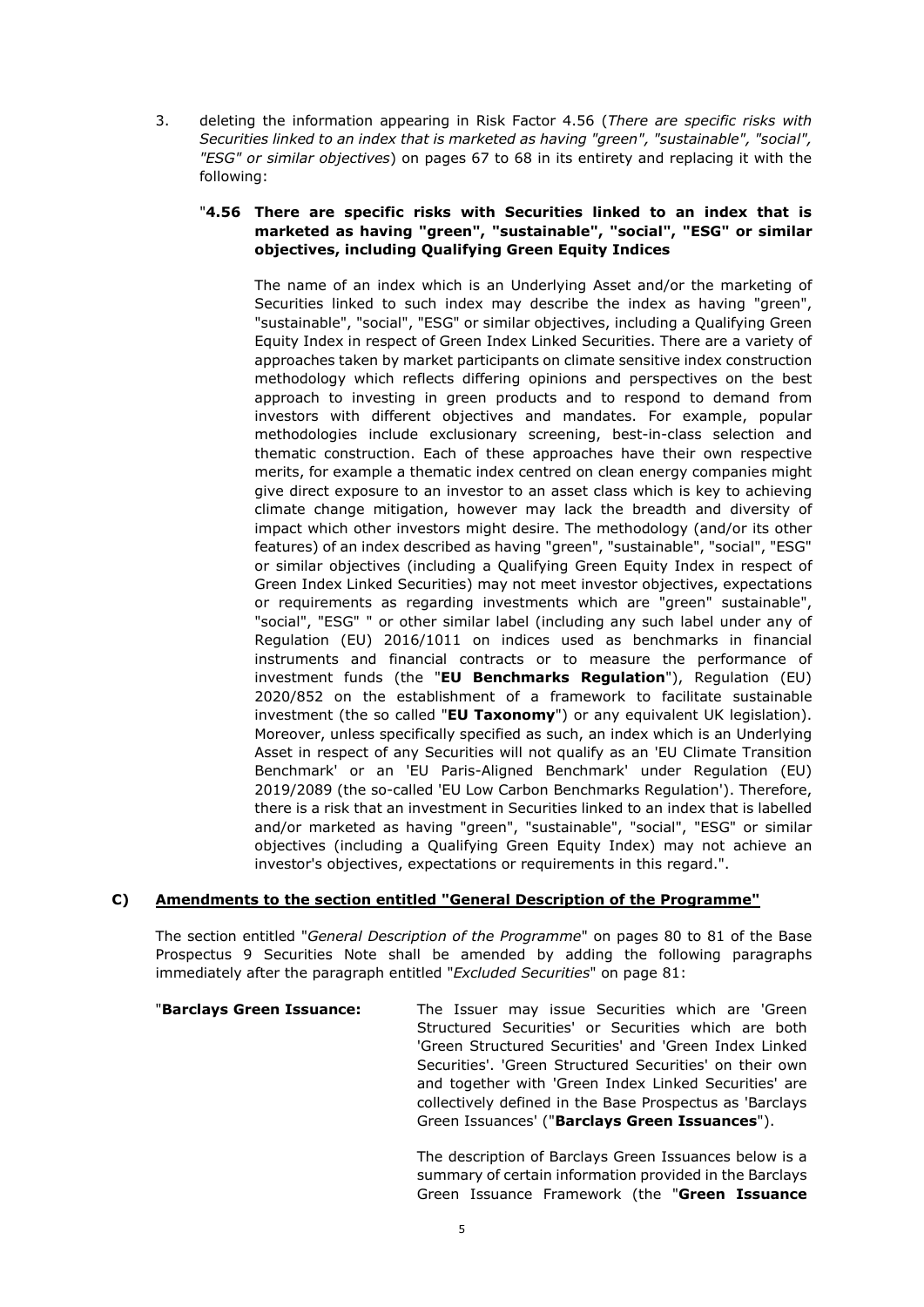3. deleting the information appearing in Risk Factor 4.56 (*There are specific risks with Securities linked to an index that is marketed as having "green", "sustainable", "social", "ESG" or similar objectives*) on pages 67 to 68 in its entirety and replacing it with the following:

   "**4.56 There are specific risks with Securities linked to an index that is marketed as having "green", "sustainable", "social", "ESG" or similar objectives, including Qualifying Green Equity Indices**

   The name of an index which is an Underlying Asset and/or the marketing of Securities linked to such index may describe the index as having "green", "sustainable", "social", "ESG" or similar objectives, including a Qualifying Green Equity Index in respect of Green Index Linked Securities. There are a variety of approaches taken by market participants on climate sensitive index construction methodology which reflects differing opinions and perspectives on the best approach to investing in green products and to respond to demand from investors with different objectives and mandates. For example, popular methodologies include exclusionary screening, best-in-class selection and thematic construction. Each of these approaches have their own respective merits, for example a thematic index centred on clean energy companies might give direct exposure to an investor to an asset class which is key to achieving climate change mitigation, however may lack the breadth and diversity of impact which other investors might desire. The methodology (and/or its other features) of an index described as having "green", "sustainable", "social", "ESG" or similar objectives (including a Qualifying Green Equity Index in respect of Green Index Linked Securities) may not meet investor objectives, expectations or requirements as regarding investments which are "green" sustainable", "social", "ESG" " or other similar label (including any such label under any of Regulation (EU) 2016/1011 on indices used as benchmarks in financial instruments and financial contracts or to measure the performance of investment funds (the "**EU Benchmarks Regulation**"), Regulation (EU) 2020/852 on the establishment of a framework to facilitate sustainable investment (the so called "**EU Taxonomy**") or any equivalent UK legislation). Moreover, unless specifically specified as such, an index which is an Underlying Asset in respect of any Securities will not qualify as an 'EU Climate Transition Benchmark' or an 'EU Paris-Aligned Benchmark' under Regulation (EU) 2019/2089 (the so-called 'EU Low Carbon Benchmarks Regulation'). Therefore, there is a risk that an investment in Securities linked to an index that is labelled and/or marketed as having "green", "sustainable", "social", "ESG" or similar objectives (including a Qualifying Green Equity Index) may not achieve an investor's objectives, expectations or requirements in this regard.".

## C) Amendments to the section entitled "General Description of the Programme"

The section entitled "*General Description of the Programme*" on pages 80 to 81 of the Base Prospectus 9 Securities Note shall be amended by adding the following paragraphs immediately after the paragraph entitled "*Excluded Securities*" on page 81:

"**Barclays Green Issuance:** The Issuer may issue Securities which are 'Green Structured Securities' or Securities which are both 'Green Structured Securities' and 'Green Index Linked Securities'. 'Green Structured Securities' on their own and together with 'Green Index Linked Securities' are collectively defined in the Base Prospectus as 'Barclays Green Issuances' ("**Barclays Green Issuances**").

The description of Barclays Green Issuances below is a summary of certain information provided in the Barclays Green Issuance Framework (the "**Green Issuance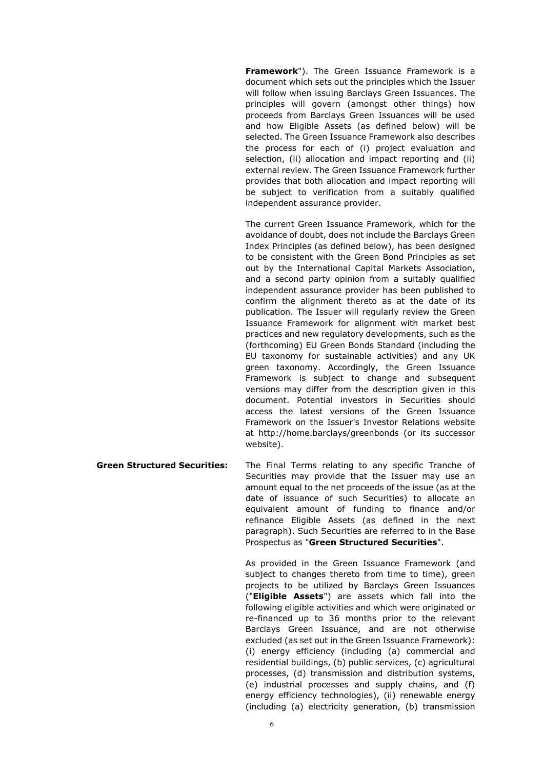**Framework**"). The Green Issuance Framework is a document which sets out the principles which the Issuer will follow when issuing Barclays Green Issuances. The principles will govern (amongst other things) how proceeds from Barclays Green Issuances will be used and how Eligible Assets (as defined below) will be selected. The Green Issuance Framework also describes the process for each of (i) project evaluation and selection, (ii) allocation and impact reporting and (ii) external review. The Green Issuance Framework further provides that both allocation and impact reporting will be subject to verification from a suitably qualified independent assurance provider.

The current Green Issuance Framework, which for the avoidance of doubt, does not include the Barclays Green Index Principles (as defined below), has been designed to be consistent with the Green Bond Principles as set out by the International Capital Markets Association, and a second party opinion from a suitably qualified independent assurance provider has been published to confirm the alignment thereto as at the date of its publication. The Issuer will regularly review the Green Issuance Framework for alignment with market best practices and new regulatory developments, such as the (forthcoming) EU Green Bonds Standard (including the EU taxonomy for sustainable activities) and any UK green taxonomy. Accordingly, the Green Issuance Framework is subject to change and subsequent versions may differ from the description given in this document. Potential investors in Securities should access the latest versions of the Green Issuance Framework on the Issuer's Investor Relations website at http://home.barclays/greenbonds (or its successor website).

**Green Structured Securities:** The Final Terms relating to any specific Tranche of Securities may provide that the Issuer may use an amount equal to the net proceeds of the issue (as at the date of issuance of such Securities) to allocate an equivalent amount of funding to finance and/or refinance Eligible Assets (as defined in the next paragraph). Such Securities are referred to in the Base Prospectus as "**Green Structured Securities**".

As provided in the Green Issuance Framework (and subject to changes thereto from time to time), green projects to be utilized by Barclays Green Issuances ("**Eligible Assets**") are assets which fall into the following eligible activities and which were originated or re-financed up to 36 months prior to the relevant Barclays Green Issuance, and are not otherwise excluded (as set out in the Green Issuance Framework): (i) energy efficiency (including (a) commercial and residential buildings, (b) public services, (c) agricultural processes, (d) transmission and distribution systems, (e) industrial processes and supply chains, and (f) energy efficiency technologies), (ii) renewable energy (including (a) electricity generation, (b) transmission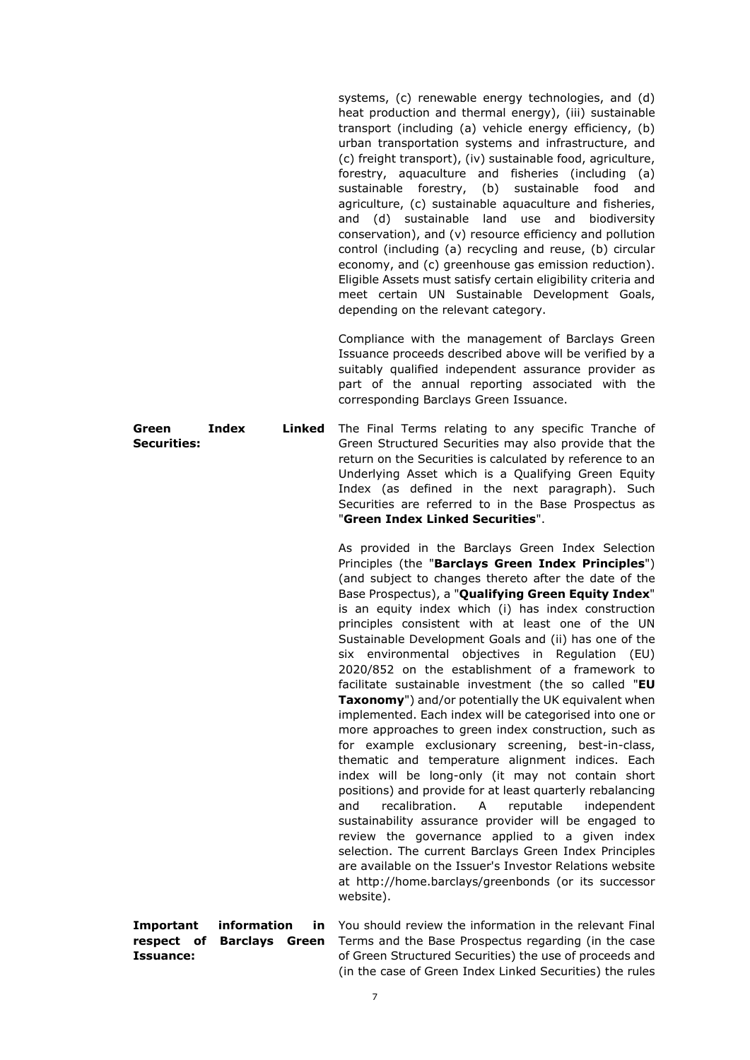systems, (c) renewable energy technologies, and (d) heat production and thermal energy), (iii) sustainable transport (including (a) vehicle energy efficiency, (b) urban transportation systems and infrastructure, and (c) freight transport), (iv) sustainable food, agriculture, forestry, aquaculture and fisheries (including (a) sustainable forestry, (b) sustainable food and agriculture, (c) sustainable aquaculture and fisheries, and (d) sustainable land use and biodiversity conservation), and (v) resource efficiency and pollution control (including (a) recycling and reuse, (b) circular economy, and (c) greenhouse gas emission reduction). Eligible Assets must satisfy certain eligibility criteria and meet certain UN Sustainable Development Goals, depending on the relevant category.

Compliance with the management of Barclays Green Issuance proceeds described above will be verified by a suitably qualified independent assurance provider as part of the annual reporting associated with the corresponding Barclays Green Issuance.

**Green Index Linked Securities:**

The Final Terms relating to any specific Tranche of Green Structured Securities may also provide that the return on the Securities is calculated by reference to an Underlying Asset which is a Qualifying Green Equity Index (as defined in the next paragraph). Such Securities are referred to in the Base Prospectus as "**Green Index Linked Securities**".

As provided in the Barclays Green Index Selection Principles (the "**Barclays Green Index Principles**") (and subject to changes thereto after the date of the Base Prospectus), a "**Qualifying Green Equity Index**" is an equity index which (i) has index construction principles consistent with at least one of the UN Sustainable Development Goals and (ii) has one of the six environmental objectives in Regulation (EU) 2020/852 on the establishment of a framework to facilitate sustainable investment (the so called "**EU Taxonomy**") and/or potentially the UK equivalent when implemented. Each index will be categorised into one or more approaches to green index construction, such as for example exclusionary screening, best-in-class, thematic and temperature alignment indices. Each index will be long-only (it may not contain short positions) and provide for at least quarterly rebalancing and recalibration. A reputable independent sustainability assurance provider will be engaged to review the governance applied to a given index selection. The current Barclays Green Index Principles are available on the Issuer's Investor Relations website at http://home.barclays/greenbonds (or its successor website).

**Important information in respect of Barclays Green Issuance:**

You should review the information in the relevant Final Terms and the Base Prospectus regarding (in the case of Green Structured Securities) the use of proceeds and (in the case of Green Index Linked Securities) the rules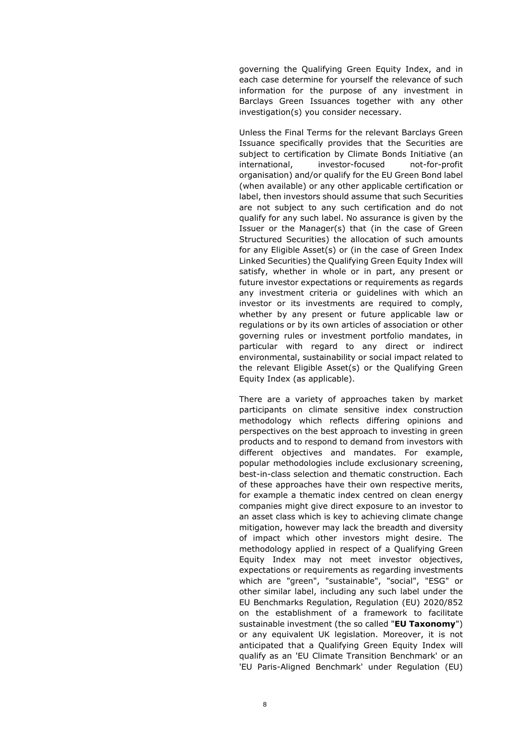governing the Qualifying Green Equity Index, and in each case determine for yourself the relevance of such information for the purpose of any investment in Barclays Green Issuances together with any other investigation(s) you consider necessary.

Unless the Final Terms for the relevant Barclays Green Issuance specifically provides that the Securities are subject to certification by Climate Bonds Initiative (an international, investor-focused not-for-profit organisation) and/or qualify for the EU Green Bond label (when available) or any other applicable certification or label, then investors should assume that such Securities are not subject to any such certification and do not qualify for any such label. No assurance is given by the Issuer or the Manager(s) that (in the case of Green Structured Securities) the allocation of such amounts for any Eligible Asset(s) or (in the case of Green Index Linked Securities) the Qualifying Green Equity Index will satisfy, whether in whole or in part, any present or future investor expectations or requirements as regards any investment criteria or guidelines with which an investor or its investments are required to comply, whether by any present or future applicable law or regulations or by its own articles of association or other governing rules or investment portfolio mandates, in particular with regard to any direct or indirect environmental, sustainability or social impact related to the relevant Eligible Asset(s) or the Qualifying Green Equity Index (as applicable).

There are a variety of approaches taken by market participants on climate sensitive index construction methodology which reflects differing opinions and perspectives on the best approach to investing in green products and to respond to demand from investors with different objectives and mandates. For example, popular methodologies include exclusionary screening, best-in-class selection and thematic construction. Each of these approaches have their own respective merits, for example a thematic index centred on clean energy companies might give direct exposure to an investor to an asset class which is key to achieving climate change mitigation, however may lack the breadth and diversity of impact which other investors might desire. The methodology applied in respect of a Qualifying Green Equity Index may not meet investor objectives, expectations or requirements as regarding investments which are "green", "sustainable", "social", "ESG" or other similar label, including any such label under the EU Benchmarks Regulation, Regulation (EU) 2020/852 on the establishment of a framework to facilitate sustainable investment (the so called "**EU Taxonomy**") or any equivalent UK legislation. Moreover, it is not anticipated that a Qualifying Green Equity Index will qualify as an 'EU Climate Transition Benchmark' or an 'EU Paris-Aligned Benchmark' under Regulation (EU)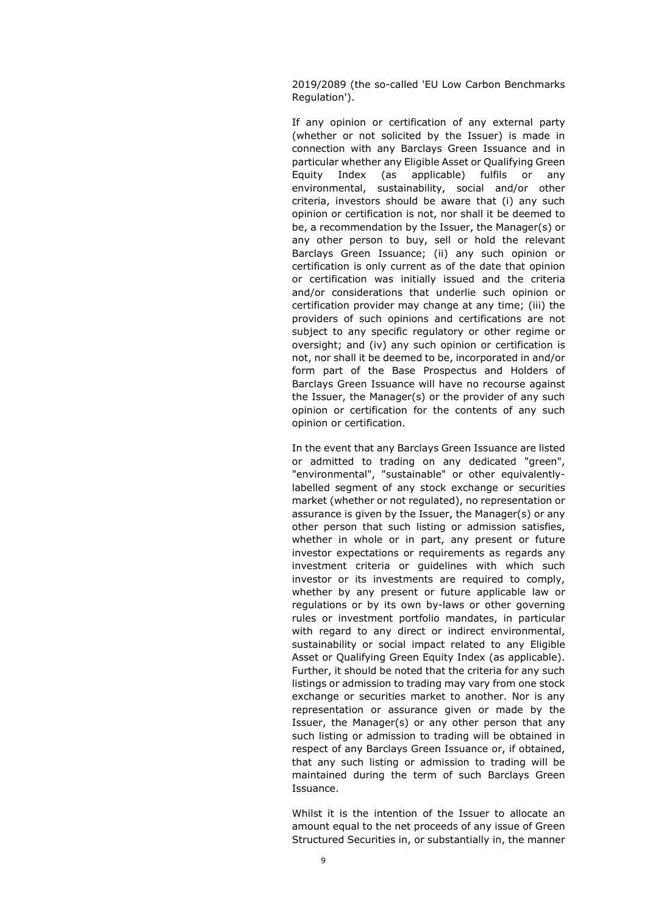2019/2089 (the so-called 'EU Low Carbon Benchmarks Regulation').

If any opinion or certification of any external party (whether or not solicited by the Issuer) is made in connection with any Barclays Green Issuance and in particular whether any Eligible Asset or Qualifying Green Equity Index (as applicable) fulfils or any environmental, sustainability, social and/or other criteria, investors should be aware that (i) any such opinion or certification is not, nor shall it be deemed to be, a recommendation by the Issuer, the Manager(s) or any other person to buy, sell or hold the relevant Barclays Green Issuance; (ii) any such opinion or certification is only current as of the date that opinion or certification was initially issued and the criteria and/or considerations that underlie such opinion or certification provider may change at any time; (iii) the providers of such opinions and certifications are not subject to any specific regulatory or other regime or oversight; and (iv) any such opinion or certification is not, nor shall it be deemed to be, incorporated in and/or form part of the Base Prospectus and Holders of Barclays Green Issuance will have no recourse against the Issuer, the Manager(s) or the provider of any such opinion or certification for the contents of any such opinion or certification.

In the event that any Barclays Green Issuance are listed or admitted to trading on any dedicated "green", "environmental", "sustainable" or other equivalently-labelled segment of any stock exchange or securities market (whether or not regulated), no representation or assurance is given by the Issuer, the Manager(s) or any other person that such listing or admission satisfies, whether in whole or in part, any present or future investor expectations or requirements as regards any investment criteria or guidelines with which such investor or its investments are required to comply, whether by any present or future applicable law or regulations or by its own by-laws or other governing rules or investment portfolio mandates, in particular with regard to any direct or indirect environmental, sustainability or social impact related to any Eligible Asset or Qualifying Green Equity Index (as applicable). Further, it should be noted that the criteria for any such listings or admission to trading may vary from one stock exchange or securities market to another. Nor is any representation or assurance given or made by the Issuer, the Manager(s) or any other person that any such listing or admission to trading will be obtained in respect of any Barclays Green Issuance or, if obtained, that any such listing or admission to trading will be maintained during the term of such Barclays Green Issuance.

Whilst it is the intention of the Issuer to allocate an amount equal to the net proceeds of any issue of Green Structured Securities in, or substantially in, the manner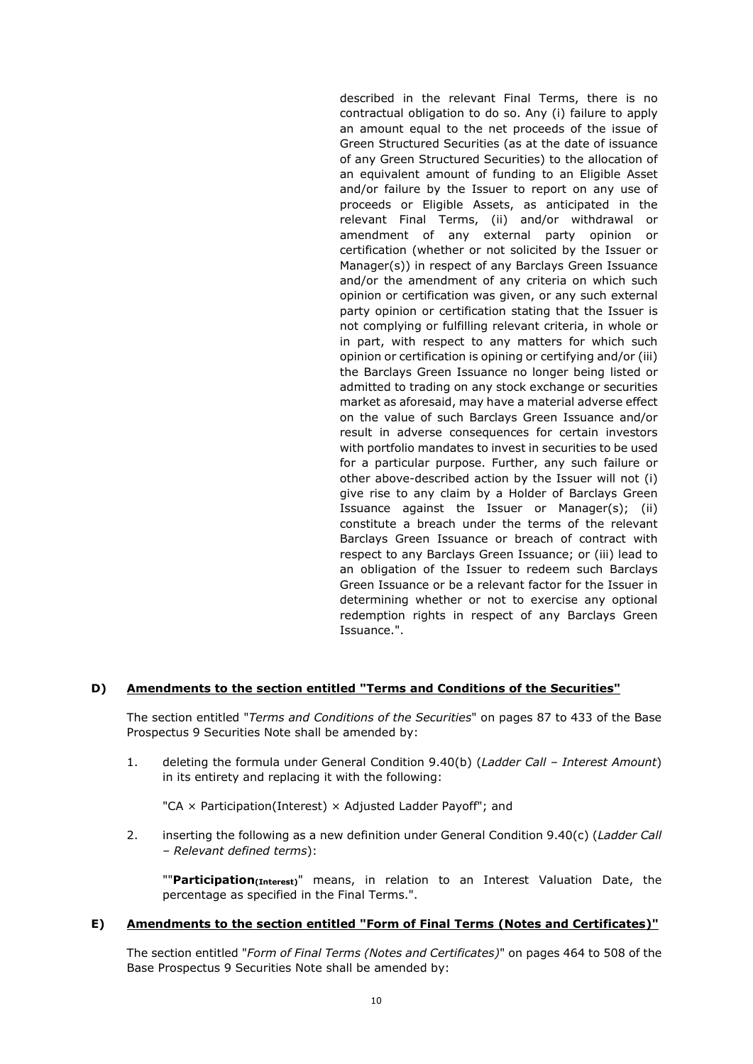described in the relevant Final Terms, there is no contractual obligation to do so. Any (i) failure to apply an amount equal to the net proceeds of the issue of Green Structured Securities (as at the date of issuance of any Green Structured Securities) to the allocation of an equivalent amount of funding to an Eligible Asset and/or failure by the Issuer to report on any use of proceeds or Eligible Assets, as anticipated in the relevant Final Terms, (ii) and/or withdrawal or amendment of any external party opinion or certification (whether or not solicited by the Issuer or Manager(s)) in respect of any Barclays Green Issuance and/or the amendment of any criteria on which such opinion or certification was given, or any such external party opinion or certification stating that the Issuer is not complying or fulfilling relevant criteria, in whole or in part, with respect to any matters for which such opinion or certification is opining or certifying and/or (iii) the Barclays Green Issuance no longer being listed or admitted to trading on any stock exchange or securities market as aforesaid, may have a material adverse effect on the value of such Barclays Green Issuance and/or result in adverse consequences for certain investors with portfolio mandates to invest in securities to be used for a particular purpose. Further, any such failure or other above-described action by the Issuer will not (i) give rise to any claim by a Holder of Barclays Green Issuance against the Issuer or Manager(s); (ii) constitute a breach under the terms of the relevant Barclays Green Issuance or breach of contract with respect to any Barclays Green Issuance; or (iii) lead to an obligation of the Issuer to redeem such Barclays Green Issuance or be a relevant factor for the Issuer in determining whether or not to exercise any optional redemption rights in respect of any Barclays Green Issuance.".

## D) Amendments to the section entitled "Terms and Conditions of the Securities"

The section entitled "*Terms and Conditions of the Securities*" on pages 87 to 433 of the Base Prospectus 9 Securities Note shall be amended by:

1. deleting the formula under General Condition 9.40(b) (*Ladder Call – Interest Amount*) in its entirety and replacing it with the following:

   "CA × Participation(Interest) × Adjusted Ladder Payoff"; and

2. inserting the following as a new definition under General Condition 9.40(c) (*Ladder Call – Relevant defined terms*):

   ""**Participation$_{\text{(Interest)}}$**" means, in relation to an Interest Valuation Date, the percentage as specified in the Final Terms.".

## E) Amendments to the section entitled "Form of Final Terms (Notes and Certificates)"

The section entitled "*Form of Final Terms (Notes and Certificates)*" on pages 464 to 508 of the Base Prospectus 9 Securities Note shall be amended by: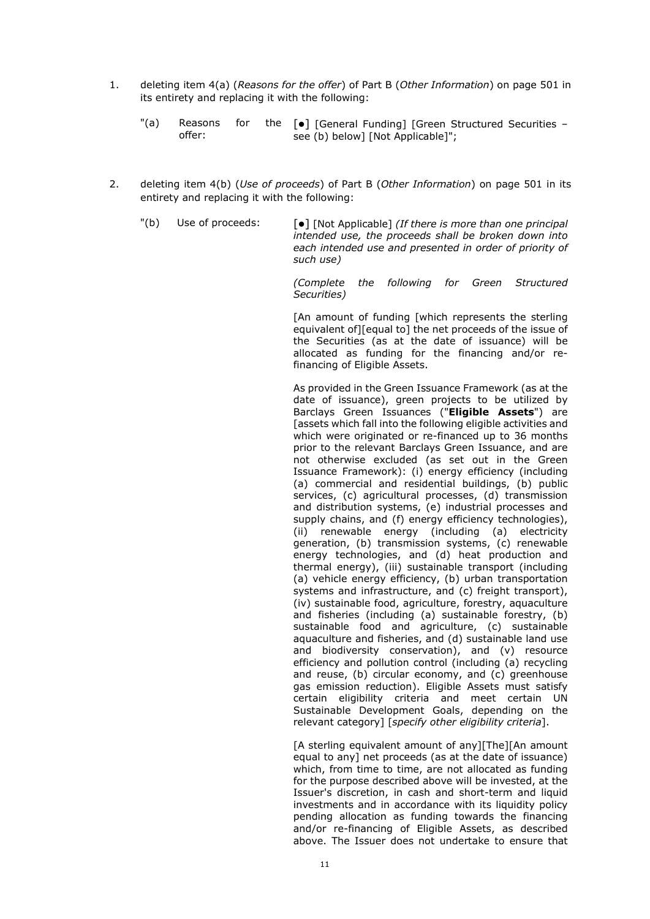1. deleting item 4(a) (*Reasons for the offer*) of Part B (*Other Information*) on page 501 in its entirety and replacing it with the following:

   "(a) Reasons for the offer: [●] [General Funding] [Green Structured Securities – see (b) below] [Not Applicable]";

2. deleting item 4(b) (*Use of proceeds*) of Part B (*Other Information*) on page 501 in its entirety and replacing it with the following:

   "(b) Use of proceeds: [●] [Not Applicable] *(If there is more than one principal intended use, the proceeds shall be broken down into each intended use and presented in order of priority of such use)*

   *(Complete the following for Green Structured Securities)*

   [An amount of funding [which represents the sterling equivalent of][equal to] the net proceeds of the issue of the Securities (as at the date of issuance) will be allocated as funding for the financing and/or re-financing of Eligible Assets.

   As provided in the Green Issuance Framework (as at the date of issuance), green projects to be utilized by Barclays Green Issuances ("**Eligible Assets**") are [assets which fall into the following eligible activities and which were originated or re-financed up to 36 months prior to the relevant Barclays Green Issuance, and are not otherwise excluded (as set out in the Green Issuance Framework): (i) energy efficiency (including (a) commercial and residential buildings, (b) public services, (c) agricultural processes, (d) transmission and distribution systems, (e) industrial processes and supply chains, and (f) energy efficiency technologies), (ii) renewable energy (including (a) electricity generation, (b) transmission systems, (c) renewable energy technologies, and (d) heat production and thermal energy), (iii) sustainable transport (including (a) vehicle energy efficiency, (b) urban transportation systems and infrastructure, and (c) freight transport), (iv) sustainable food, agriculture, forestry, aquaculture and fisheries (including (a) sustainable forestry, (b) sustainable food and agriculture, (c) sustainable aquaculture and fisheries, and (d) sustainable land use and biodiversity conservation), and (v) resource efficiency and pollution control (including (a) recycling and reuse, (b) circular economy, and (c) greenhouse gas emission reduction). Eligible Assets must satisfy certain eligibility criteria and meet certain UN Sustainable Development Goals, depending on the relevant category] [*specify other eligibility criteria*].

   [A sterling equivalent amount of any][The][An amount equal to any] net proceeds (as at the date of issuance) which, from time to time, are not allocated as funding for the purpose described above will be invested, at the Issuer's discretion, in cash and short-term and liquid investments and in accordance with its liquidity policy pending allocation as funding towards the financing and/or re-financing of Eligible Assets, as described above. The Issuer does not undertake to ensure that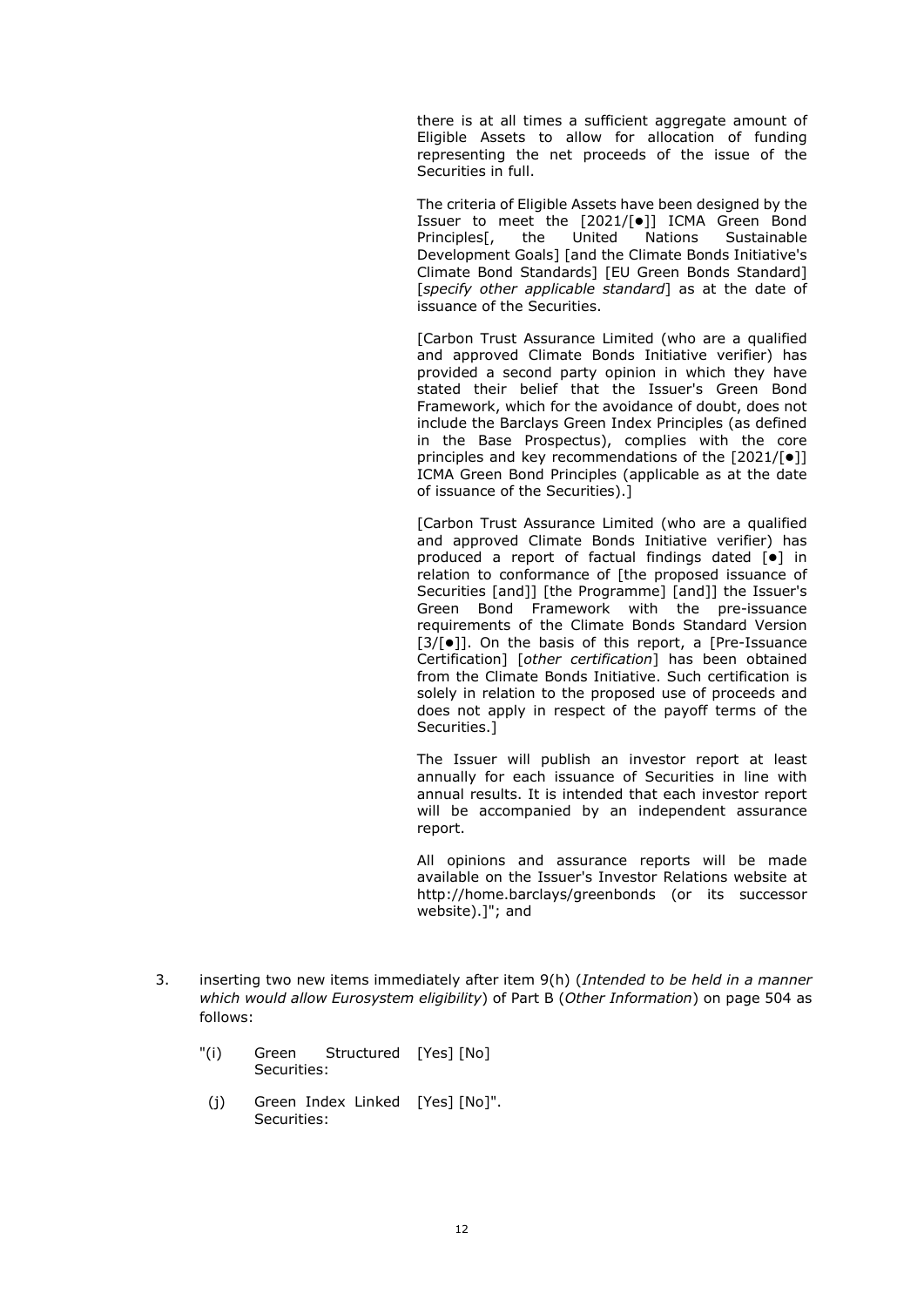there is at all times a sufficient aggregate amount of Eligible Assets to allow for allocation of funding representing the net proceeds of the issue of the Securities in full.

The criteria of Eligible Assets have been designed by the Issuer to meet the [2021/[●]] ICMA Green Bond Principles[, the United Nations Sustainable Development Goals] [and the Climate Bonds Initiative's Climate Bond Standards] [EU Green Bonds Standard] [*specify other applicable standard*] as at the date of issuance of the Securities.

[Carbon Trust Assurance Limited (who are a qualified and approved Climate Bonds Initiative verifier) has provided a second party opinion in which they have stated their belief that the Issuer's Green Bond Framework, which for the avoidance of doubt, does not include the Barclays Green Index Principles (as defined in the Base Prospectus), complies with the core principles and key recommendations of the [2021/[●]] ICMA Green Bond Principles (applicable as at the date of issuance of the Securities).]

[Carbon Trust Assurance Limited (who are a qualified and approved Climate Bonds Initiative verifier) has produced a report of factual findings dated [●] in relation to conformance of [the proposed issuance of Securities [and]] [the Programme] [and]] the Issuer's Green Bond Framework with the pre-issuance requirements of the Climate Bonds Standard Version [3/[●]]. On the basis of this report, a [Pre-Issuance Certification] [*other certification*] has been obtained from the Climate Bonds Initiative. Such certification is solely in relation to the proposed use of proceeds and does not apply in respect of the payoff terms of the Securities.]

The Issuer will publish an investor report at least annually for each issuance of Securities in line with annual results. It is intended that each investor report will be accompanied by an independent assurance report.

All opinions and assurance reports will be made available on the Issuer's Investor Relations website at http://home.barclays/greenbonds (or its successor website).]"; and

3. inserting two new items immediately after item 9(h) (*Intended to be held in a manner which would allow Eurosystem eligibility*) of Part B (*Other Information*) on page 504 as follows:

| | | |
|---|---|---|
| "(i) | Green Structured Securities: | [Yes] [No] |
| (j) | Green Index Linked Securities: | [Yes] [No]". |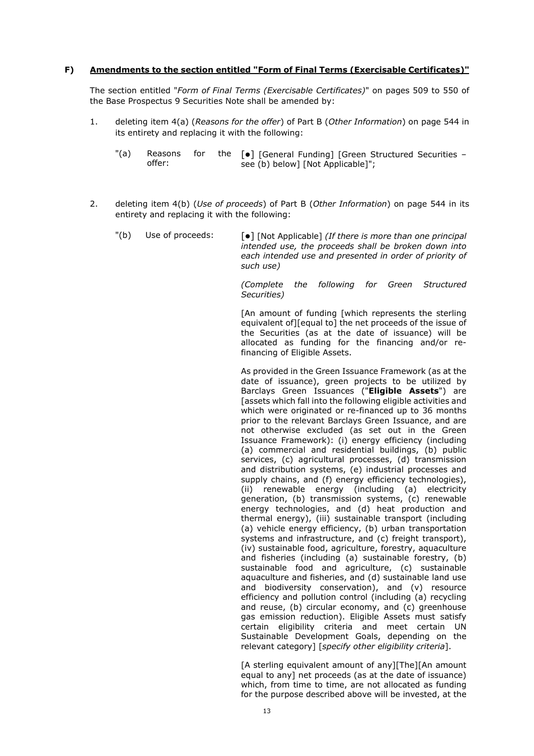## F) Amendments to the section entitled "Form of Final Terms (Exercisable Certificates)"

The section entitled "*Form of Final Terms (Exercisable Certificates)*" on pages 509 to 550 of the Base Prospectus 9 Securities Note shall be amended by:

1. deleting item 4(a) (*Reasons for the offer*) of Part B (*Other Information*) on page 544 in its entirety and replacing it with the following:

   "(a) Reasons for the offer: [●] [General Funding] [Green Structured Securities – see (b) below] [Not Applicable]";

2. deleting item 4(b) (*Use of proceeds*) of Part B (*Other Information*) on page 544 in its entirety and replacing it with the following:

   "(b) Use of proceeds: [●] [Not Applicable] *(If there is more than one principal intended use, the proceeds shall be broken down into each intended use and presented in order of priority of such use)*

   *(Complete the following for Green Structured Securities)*

   [An amount of funding [which represents the sterling equivalent of][equal to] the net proceeds of the issue of the Securities (as at the date of issuance) will be allocated as funding for the financing and/or re-financing of Eligible Assets.

   As provided in the Green Issuance Framework (as at the date of issuance), green projects to be utilized by Barclays Green Issuances ("**Eligible Assets**") are [assets which fall into the following eligible activities and which were originated or re-financed up to 36 months prior to the relevant Barclays Green Issuance, and are not otherwise excluded (as set out in the Green Issuance Framework): (i) energy efficiency (including (a) commercial and residential buildings, (b) public services, (c) agricultural processes, (d) transmission and distribution systems, (e) industrial processes and supply chains, and (f) energy efficiency technologies), (ii) renewable energy (including (a) electricity generation, (b) transmission systems, (c) renewable energy technologies, and (d) heat production and thermal energy), (iii) sustainable transport (including (a) vehicle energy efficiency, (b) urban transportation systems and infrastructure, and (c) freight transport), (iv) sustainable food, agriculture, forestry, aquaculture and fisheries (including (a) sustainable forestry, (b) sustainable food and agriculture, (c) sustainable aquaculture and fisheries, and (d) sustainable land use and biodiversity conservation), and (v) resource efficiency and pollution control (including (a) recycling and reuse, (b) circular economy, and (c) greenhouse gas emission reduction). Eligible Assets must satisfy certain eligibility criteria and meet certain UN Sustainable Development Goals, depending on the relevant category] [*specify other eligibility criteria*].

   [A sterling equivalent amount of any][The][An amount equal to any] net proceeds (as at the date of issuance) which, from time to time, are not allocated as funding for the purpose described above will be invested, at the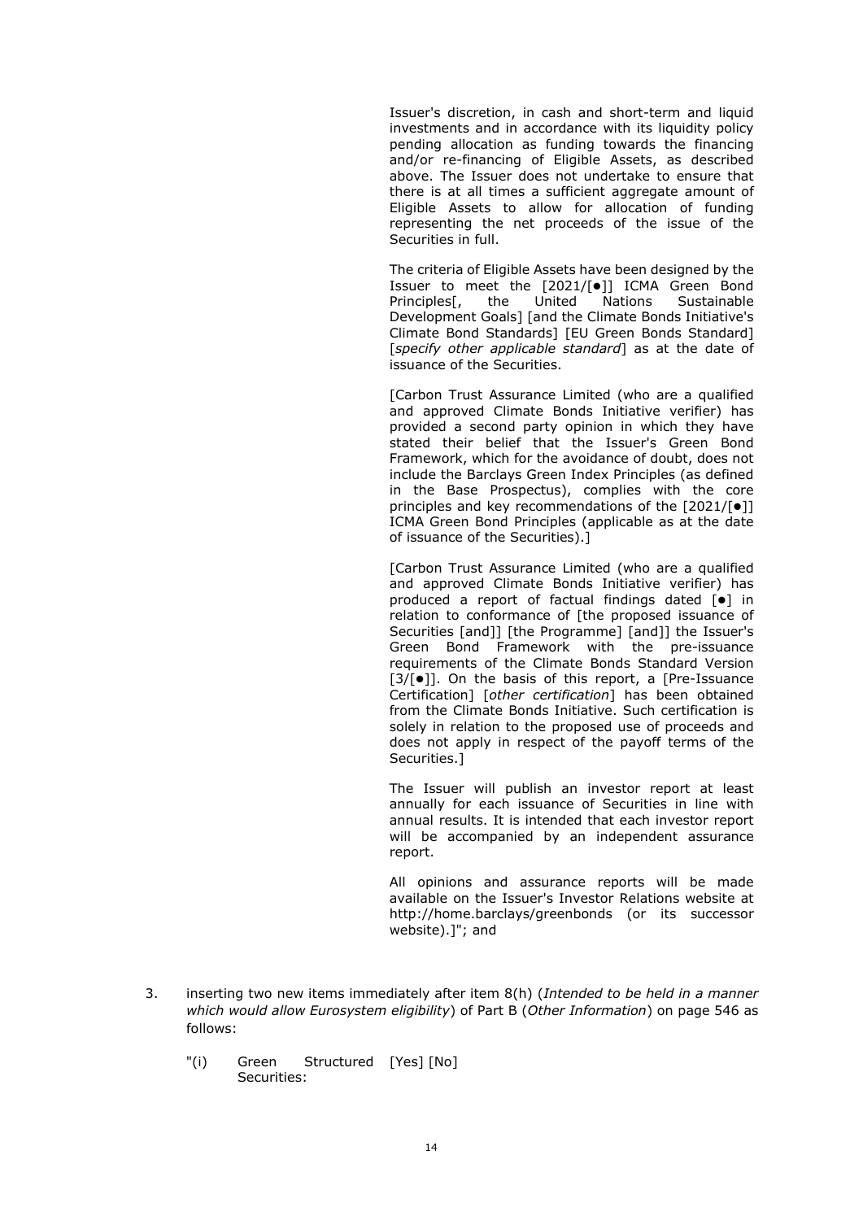Issuer's discretion, in cash and short-term and liquid investments and in accordance with its liquidity policy pending allocation as funding towards the financing and/or re-financing of Eligible Assets, as described above. The Issuer does not undertake to ensure that there is at all times a sufficient aggregate amount of Eligible Assets to allow for allocation of funding representing the net proceeds of the issue of the Securities in full.

The criteria of Eligible Assets have been designed by the Issuer to meet the [2021/[●]] ICMA Green Bond Principles[, the United Nations Sustainable Development Goals] [and the Climate Bonds Initiative's Climate Bond Standards] [EU Green Bonds Standard] [*specify other applicable standard*] as at the date of issuance of the Securities.

[Carbon Trust Assurance Limited (who are a qualified and approved Climate Bonds Initiative verifier) has provided a second party opinion in which they have stated their belief that the Issuer's Green Bond Framework, which for the avoidance of doubt, does not include the Barclays Green Index Principles (as defined in the Base Prospectus), complies with the core principles and key recommendations of the [2021/[●]] ICMA Green Bond Principles (applicable as at the date of issuance of the Securities).]

[Carbon Trust Assurance Limited (who are a qualified and approved Climate Bonds Initiative verifier) has produced a report of factual findings dated [●] in relation to conformance of [the proposed issuance of Securities [and]] [the Programme] [and]] the Issuer's Green Bond Framework with the pre-issuance requirements of the Climate Bonds Standard Version [3/[●]]. On the basis of this report, a [Pre-Issuance Certification] [*other certification*] has been obtained from the Climate Bonds Initiative. Such certification is solely in relation to the proposed use of proceeds and does not apply in respect of the payoff terms of the Securities.]

The Issuer will publish an investor report at least annually for each issuance of Securities in line with annual results. It is intended that each investor report will be accompanied by an independent assurance report.

All opinions and assurance reports will be made available on the Issuer's Investor Relations website at http://home.barclays/greenbonds (or its successor website).]"; and

3. inserting two new items immediately after item 8(h) (*Intended to be held in a manner which would allow Eurosystem eligibility*) of Part B (*Other Information*) on page 546 as follows:

"(i) Green Structured Securities: [Yes] [No]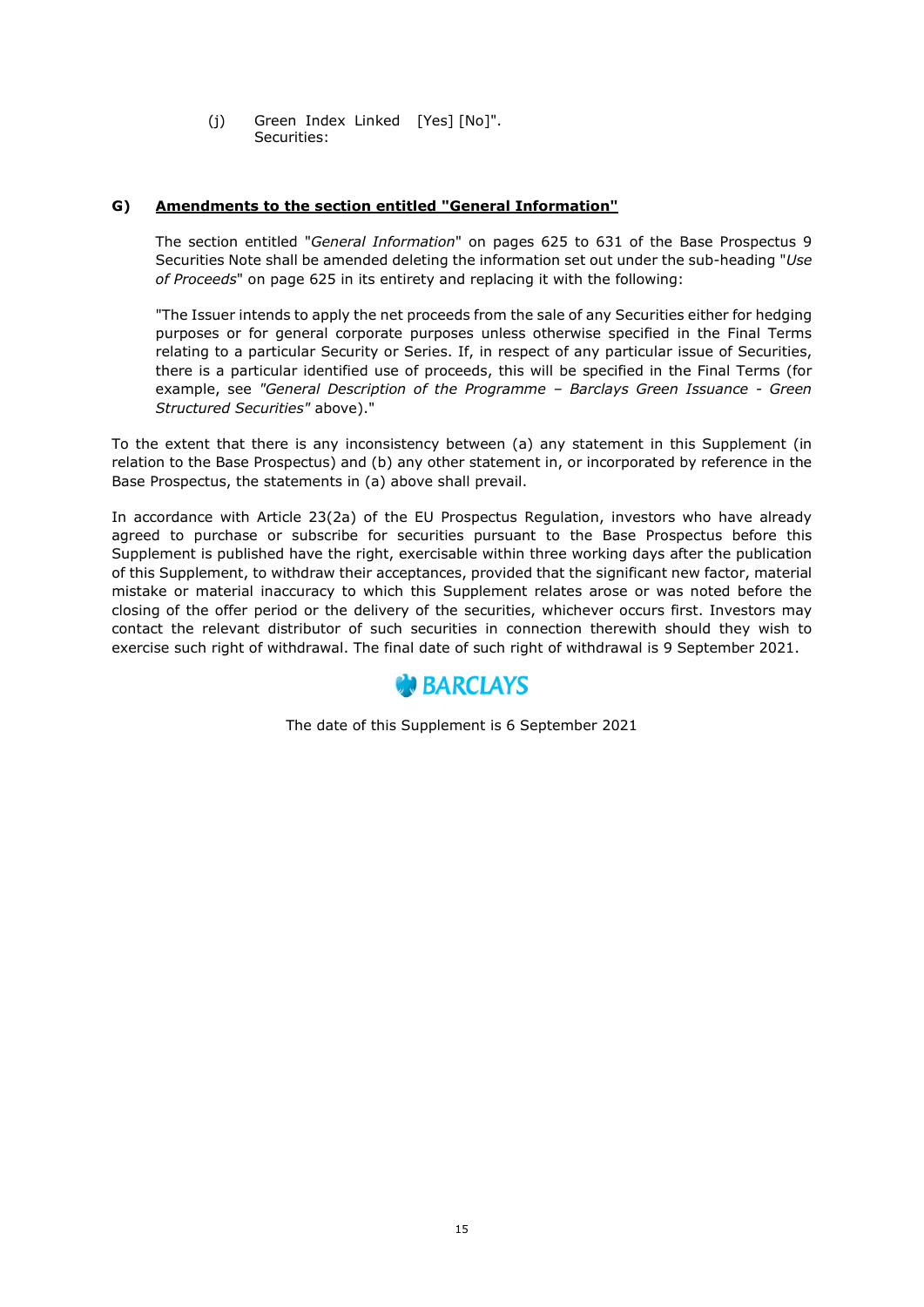(j) Green Index Linked Securities: [Yes] [No]".

**G) <u>Amendments to the section entitled "General Information"</u>**

The section entitled "*General Information*" on pages 625 to 631 of the Base Prospectus 9 Securities Note shall be amended deleting the information set out under the sub-heading "*Use of Proceeds*" on page 625 in its entirety and replacing it with the following:

"The Issuer intends to apply the net proceeds from the sale of any Securities either for hedging purposes or for general corporate purposes unless otherwise specified in the Final Terms relating to a particular Security or Series. If, in respect of any particular issue of Securities, there is a particular identified use of proceeds, this will be specified in the Final Terms (for example, see *"General Description of the Programme – Barclays Green Issuance - Green Structured Securities"* above)."

To the extent that there is any inconsistency between (a) any statement in this Supplement (in relation to the Base Prospectus) and (b) any other statement in, or incorporated by reference in the Base Prospectus, the statements in (a) above shall prevail.

In accordance with Article 23(2a) of the EU Prospectus Regulation, investors who have already agreed to purchase or subscribe for securities pursuant to the Base Prospectus before this Supplement is published have the right, exercisable within three working days after the publication of this Supplement, to withdraw their acceptances, provided that the significant new factor, material mistake or material inaccuracy to which this Supplement relates arose or was noted before the closing of the offer period or the delivery of the securities, whichever occurs first. Investors may contact the relevant distributor of such securities in connection therewith should they wish to exercise such right of withdrawal. The final date of such right of withdrawal is 9 September 2021.

BARCLAYS

The date of this Supplement is 6 September 2021